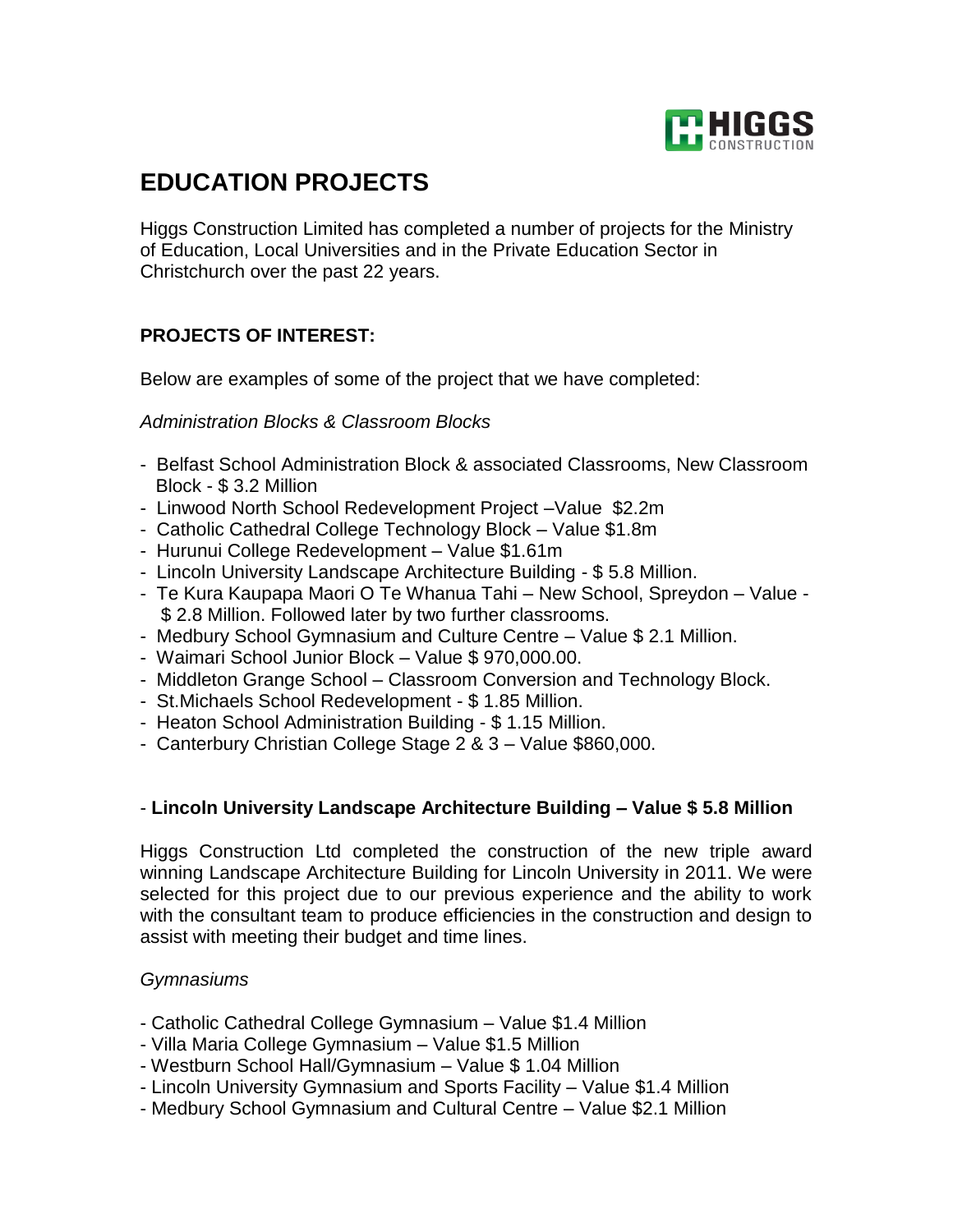# EDUCATION PROJECTS

Higgs Construction Limited has completed a number of projects for the Ministry of Education, Local Universities and in the Private Education Sector in Christchurch over the past 22 years.

## PROJECTS OF INTEREST:

Below are examples of some of the project that we have completed:

*Administration Blocks & Classroom Blocks*

- Belfast School Administration Block & associated Classrooms, New Classroom Block - $ 3.2 Million
- Linwood North School Redevelopment Project –Value $2.2m
- Catholic Cathedral College Technology Block – Value $1.8m
- Hurunui College Redevelopment – Value $1.61m
- Lincoln University Landscape Architecture Building - $ 5.8 Million.
- Te Kura Kaupapa Maori O Te Whanua Tahi – New School, Spreydon – Value - $ 2.8 Million. Followed later by two further classrooms.
- Medbury School Gymnasium and Culture Centre – Value $ 2.1 Million.
- Waimari School Junior Block – Value $ 970,000.00.
- Middleton Grange School – Classroom Conversion and Technology Block.
- St.Michaels School Redevelopment - $ 1.85 Million.
- Heaton School Administration Building - $ 1.15 Million.
- Canterbury Christian College Stage 2 & 3 – Value $860,000.

- **Lincoln University Landscape Architecture Building – Value $ 5.8 Million**

Higgs Construction Ltd completed the construction of the new triple award winning Landscape Architecture Building for Lincoln University in 2011. We were selected for this project due to our previous experience and the ability to work with the consultant team to produce efficiencies in the construction and design to assist with meeting their budget and time lines.

*Gymnasiums*

- Catholic Cathedral College Gymnasium – Value $1.4 Million
- Villa Maria College Gymnasium – Value $1.5 Million
- Westburn School Hall/Gymnasium – Value $ 1.04 Million
- Lincoln University Gymnasium and Sports Facility – Value $1.4 Million
- Medbury School Gymnasium and Cultural Centre – Value $2.1 Million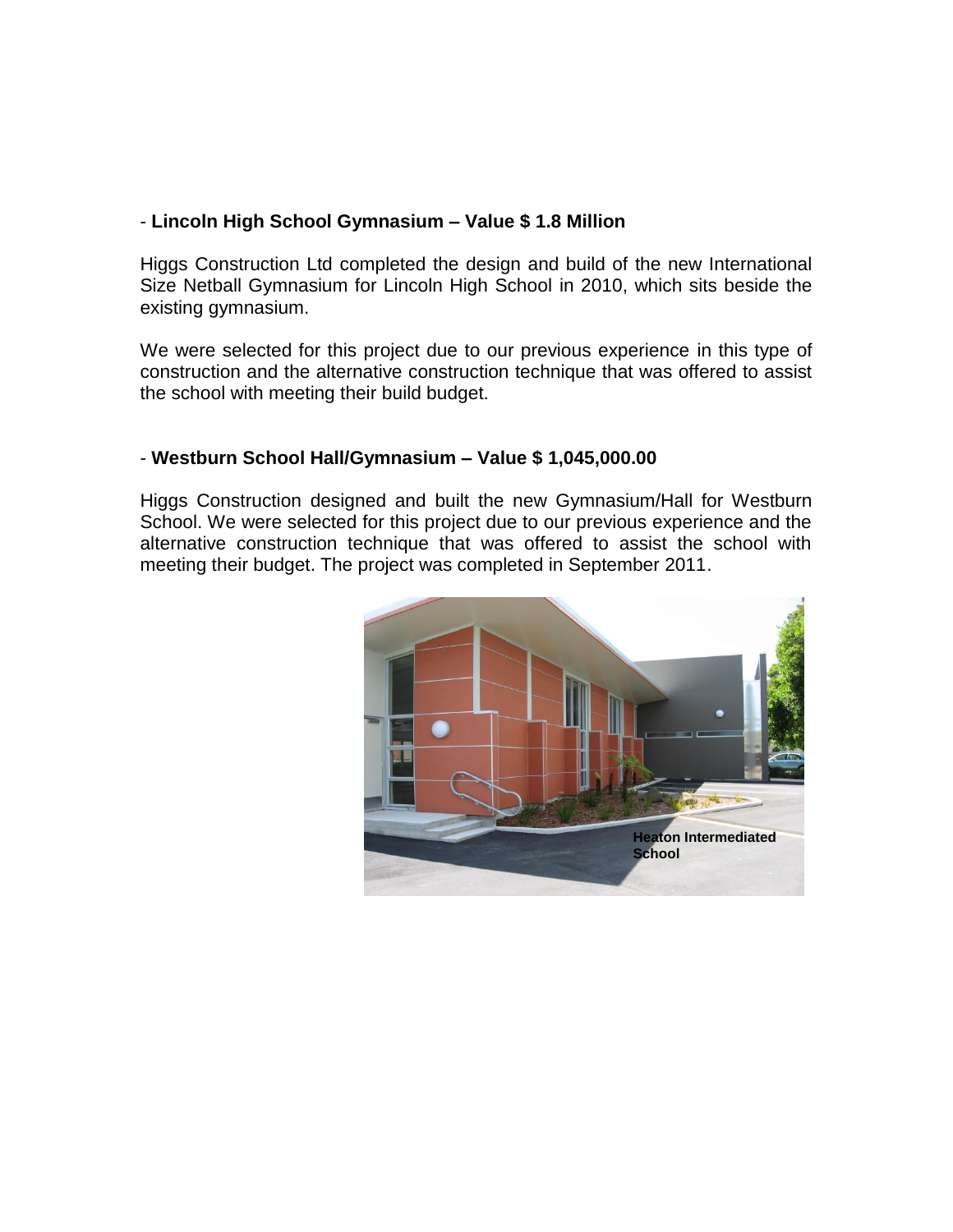- **Lincoln High School Gymnasium – Value $ 1.8 Million**

Higgs Construction Ltd completed the design and build of the new International Size Netball Gymnasium for Lincoln High School in 2010, which sits beside the existing gymnasium.

We were selected for this project due to our previous experience in this type of construction and the alternative construction technique that was offered to assist the school with meeting their build budget.

- **Westburn School Hall/Gymnasium – Value $ 1,045,000.00**

Higgs Construction designed and built the new Gymnasium/Hall for Westburn School. We were selected for this project due to our previous experience and the alternative construction technique that was offered to assist the school with meeting their budget. The project was completed in September 2011.

**Heaton Intermediated School**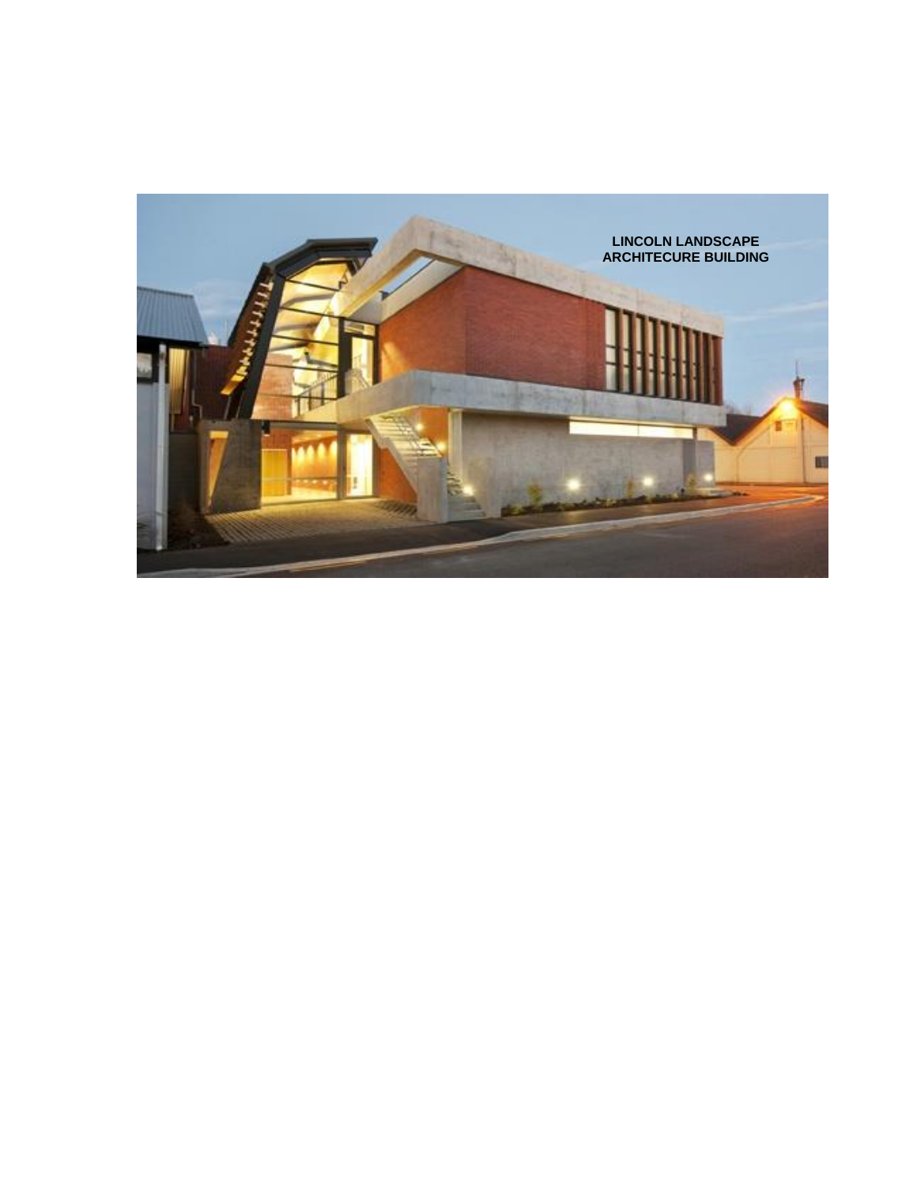**LINCOLN LANDSCAPE ARCHITECURE BUILDING**